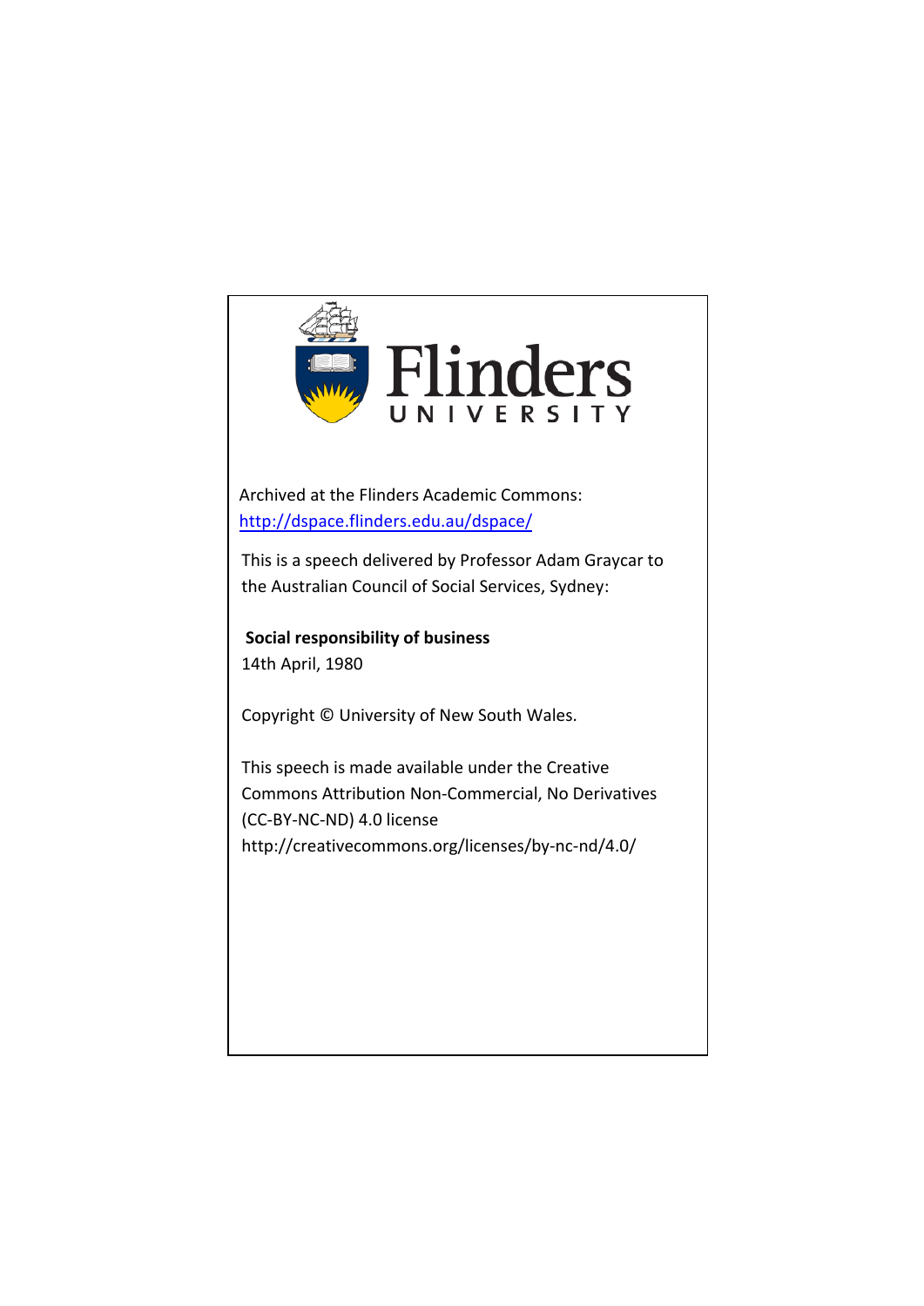Flinders UNIVERSITY

Archived at the Flinders Academic Commons:
[http://dspace.flinders.edu.au/dspace/](http://dspace.flinders.edu.au/dspace/)

This is a speech delivered by Professor Adam Graycar to the Australian Council of Social Services, Sydney:

**Social responsibility of business**
14th April, 1980

Copyright © University of New South Wales.

This speech is made available under the Creative Commons Attribution Non-Commercial, No Derivatives (CC-BY-NC-ND) 4.0 license
http://creativecommons.org/licenses/by-nc-nd/4.0/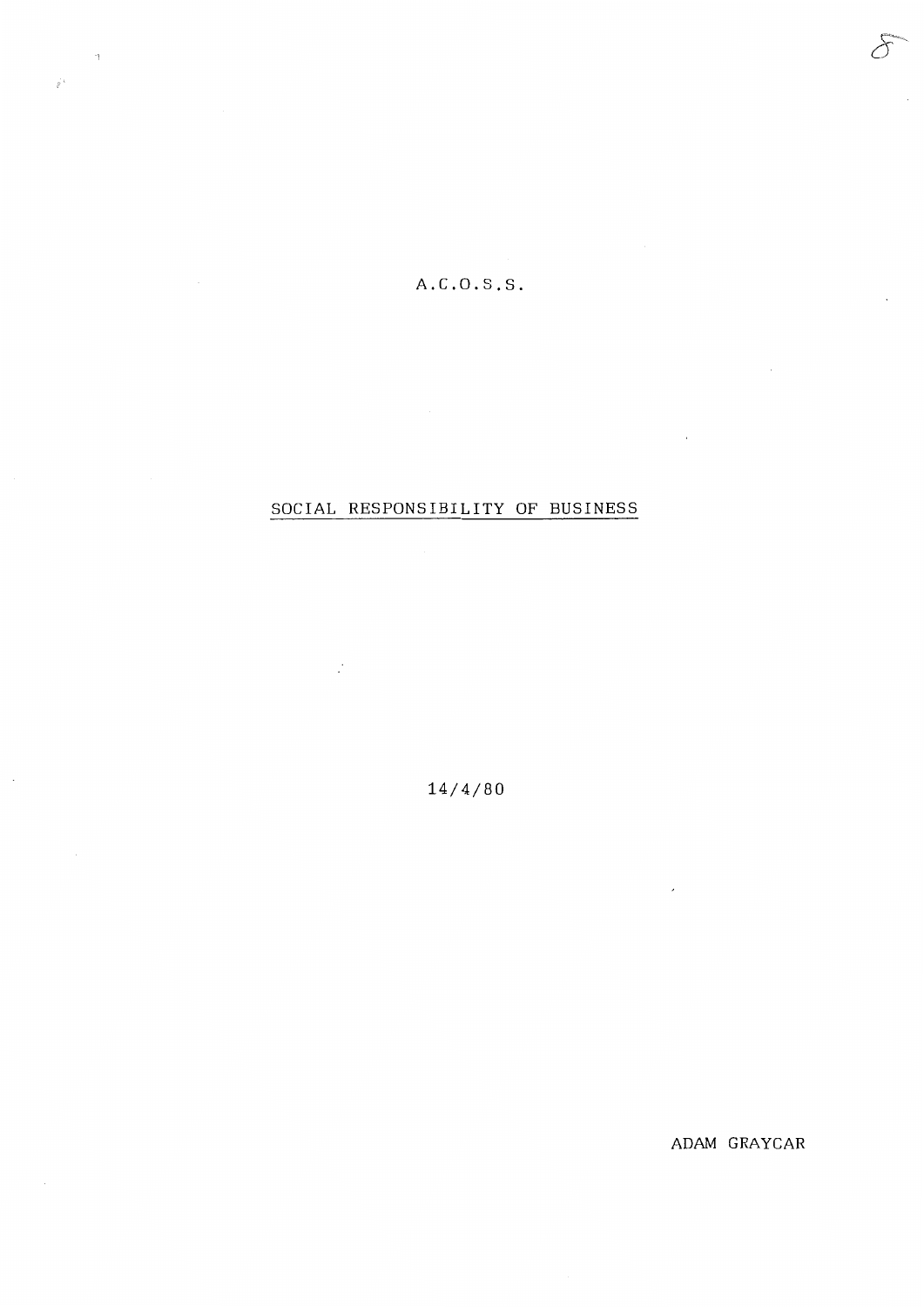A.C.O.S.S.

SOCIAL RESPONSIBILITY OF BUSINESS

14/4/80

ADAM GRAYCAR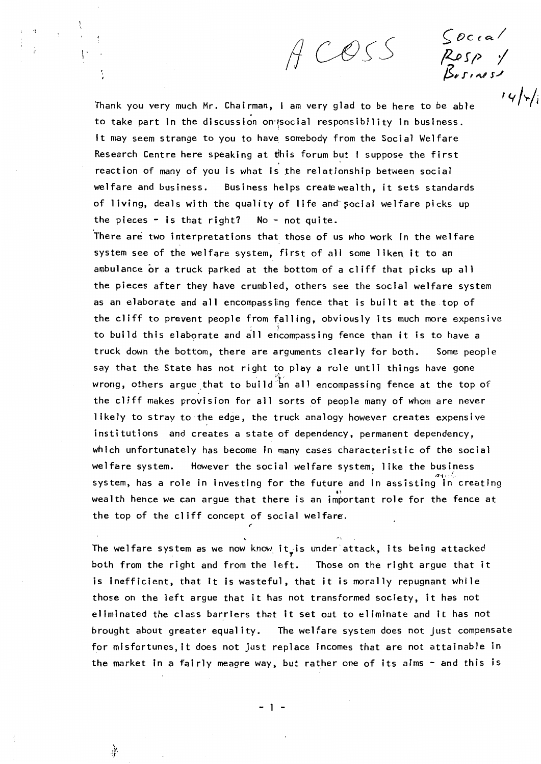ACOSS    Social Resp / Business    14/4/

Thank you very much Mr. Chairman, I am very glad to be here to be able to take part in the discussion on social responsibility in business. It may seem strange to you to have somebody from the Social Welfare Research Centre here speaking at this forum but I suppose the first reaction of many of you is what is the relationship between social welfare and business. Business helps create wealth, it sets standards of living, deals with the quality of life and social welfare picks up the pieces - is that right? No - not quite.

There are two interpretations that those of us who work in the welfare system see of the welfare system, first of all some liken it to an ambulance or a truck parked at the bottom of a cliff that picks up all the pieces after they have crumbled, others see the social welfare system as an elaborate and all encompassing fence that is built at the top of the cliff to prevent people from falling, obviously its much more expensive to build this elaborate and all encompassing fence than it is to have a truck down the bottom, there are arguments clearly for both. Some people say that the State has not right to play a role until things have gone wrong, others argue that to build an all encompassing fence at the top of the cliff makes provision for all sorts of people many of whom are never likely to stray to the edge, the truck analogy however creates expensive institutions and creates a state of dependency, permanent dependency, which unfortunately has become in many cases characteristic of the social welfare system. However the social welfare system, like the business system, has a role in investing for the future and in assisting in creating wealth hence we can argue that there is an important role for the fence at the top of the cliff concept of social welfare.

The welfare system as we now know it, is under attack, its being attacked both from the right and from the left. Those on the right argue that it is inefficient, that it is wasteful, that it is morally repugnant while those on the left argue that it has not transformed society, it has not eliminated the class barriers that it set out to eliminate and it has not brought about greater equality. The welfare system does not just compensate for misfortunes, it does not just replace incomes that are not attainable in the market in a fairly meagre way, but rather one of its aims - and this is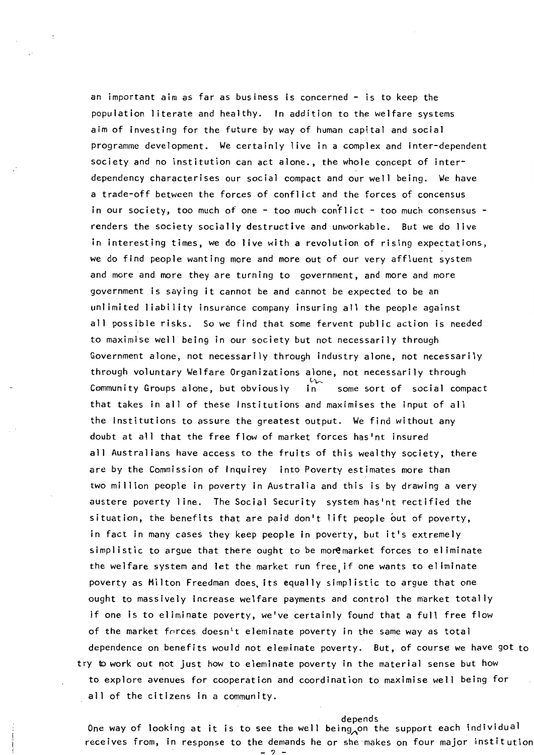an important aim as far as business is concerned - is to keep the population literate and healthy. In addition to the welfare systems aim of investing for the future by way of human capital and social programme development. We certainly live in a complex and inter-dependent society and no institution can act alone., the whole concept of inter-dependency characterises our social compact and our well being. We have a trade-off between the forces of conflict and the forces of concensus in our society, too much of one - too much conflict - too much consensus - renders the society socially destructive and unworkable. But we do live in interesting times, we do live with a revolution of rising expectations, we do find people wanting more and more out of our very affluent system and more and more they are turning to government, and more and more government is saying it cannot be and cannot be expected to be an unlimited liability insurance company insuring all the people against all possible risks. So we find that some fervent public action is needed to maximise well being in our society but not necessarily through Government alone, not necessarily through industry alone, not necessarily through voluntary Welfare Organizations alone, not necessarily through Community Groups alone, but obviously in some sort of social compact that takes in all of these Institutions and maximises the input of all the Institutions to assure the greatest output. We find without any doubt at all that the free flow of market forces has'nt insured all Australians have access to the fruits of this wealthy society, there are by the Commission of Inquirey into Poverty estimates more than two million people in poverty in Australia and this is by drawing a very austere poverty line. The Social Security system has'nt rectified the situation, the benefits that are paid don't lift people out of poverty, in fact in many cases they keep people in poverty, but it's extremely simplistic to argue that there ought to be more market forces to eliminate the welfare system and let the market run free, if one wants to eliminate poverty as Milton Freedman does, its equally simplistic to argue that one ought to massively increase welfare payments and control the market totally if one is to eliminate poverty, we've certainly found that a full free flow of the market forces doesn't eleminate poverty in the same way as total dependence on benefits would not eleminate poverty. But, of course we have got to try to work out not just how to eleminate poverty in the material sense but how to explore avenues for cooperation and coordination to maximise well being for all of the citizens in a community.

One way of looking at it is to see the well being depends on the support each individual receives from, in response to the demands he or she makes on four major institution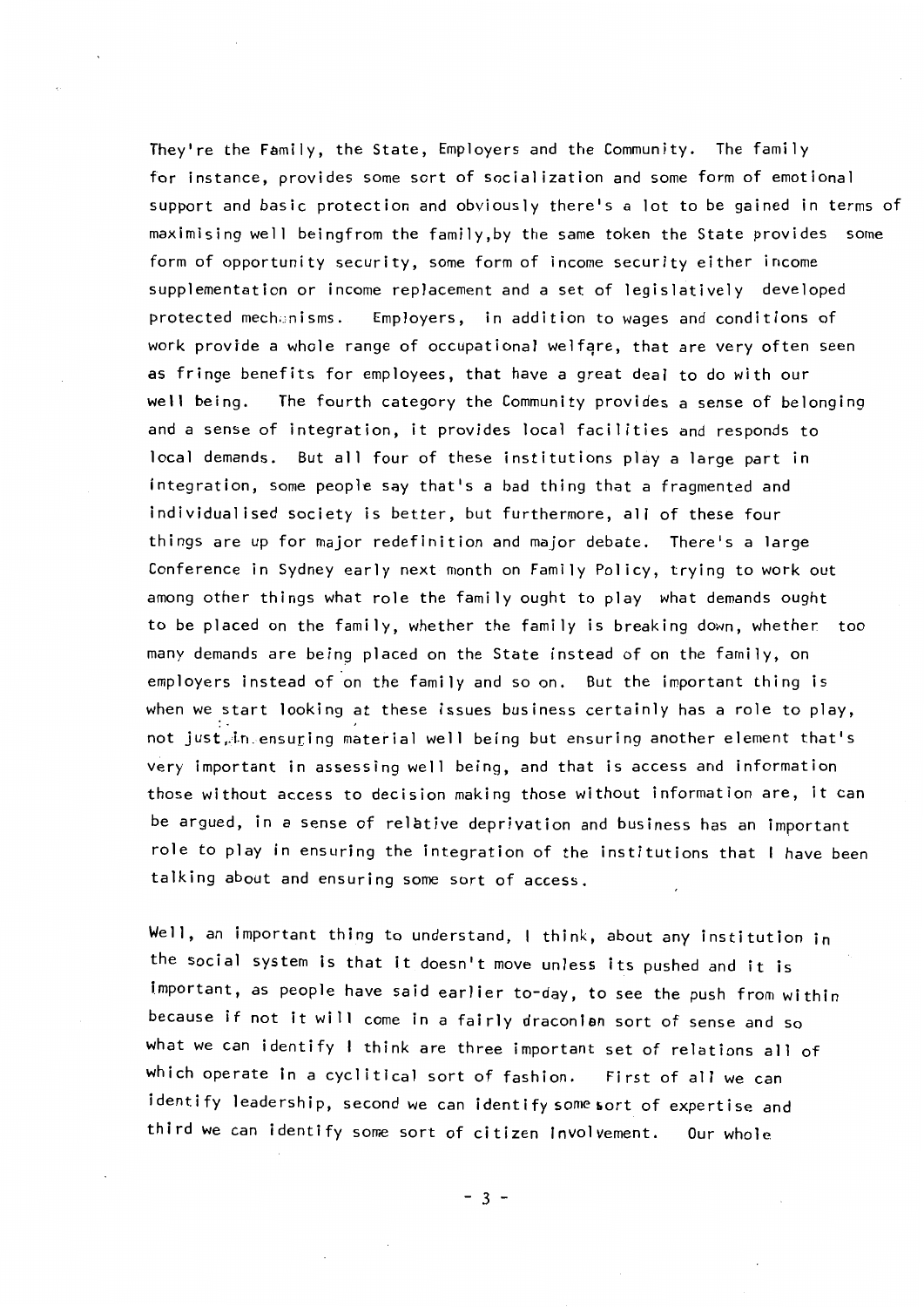They're the Family, the State, Employers and the Community. The family for instance, provides some sort of socialization and some form of emotional support and basic protection and obviously there's a lot to be gained in terms of maximising well beingfrom the family,by the same token the State provides some form of opportunity security, some form of income security either income supplementation or income replacement and a set of legislatively developed protected mechanisms. Employers, in addition to wages and conditions of work provide a whole range of occupational welfare, that are very often seen as fringe benefits for employees, that have a great deal to do with our well being. The fourth category the Community provides a sense of belonging and a sense of integration, it provides local facilities and responds to local demands. But all four of these institutions play a large part in integration, some people say that's a bad thing that a fragmented and individualised society is better, but furthermore, all of these four things are up for major redefinition and major debate. There's a large Conference in Sydney early next month on Family Policy, trying to work out among other things what role the family ought to play what demands ought to be placed on the family, whether the family is breaking down, whether too many demands are being placed on the State instead of on the family, on employers instead of on the family and so on. But the important thing is when we start looking at these issues business certainly has a role to play, not just in ensuring material well being but ensuring another element that's very important in assessing well being, and that is access and information those without access to decision making those without information are, it can be argued, in a sense of relative deprivation and business has an important role to play in ensuring the integration of the institutions that I have been talking about and ensuring some sort of access.

Well, an important thing to understand, I think, about any institution in the social system is that it doesn't move unless its pushed and it is important, as people have said earlier to-day, to see the push from within because if not it will come in a fairly draconian sort of sense and so what we can identify I think are three important set of relations all of which operate in a cyclitical sort of fashion. First of all we can identify leadership, second we can identify some sort of expertise and third we can identify some sort of citizen involvement. Our whole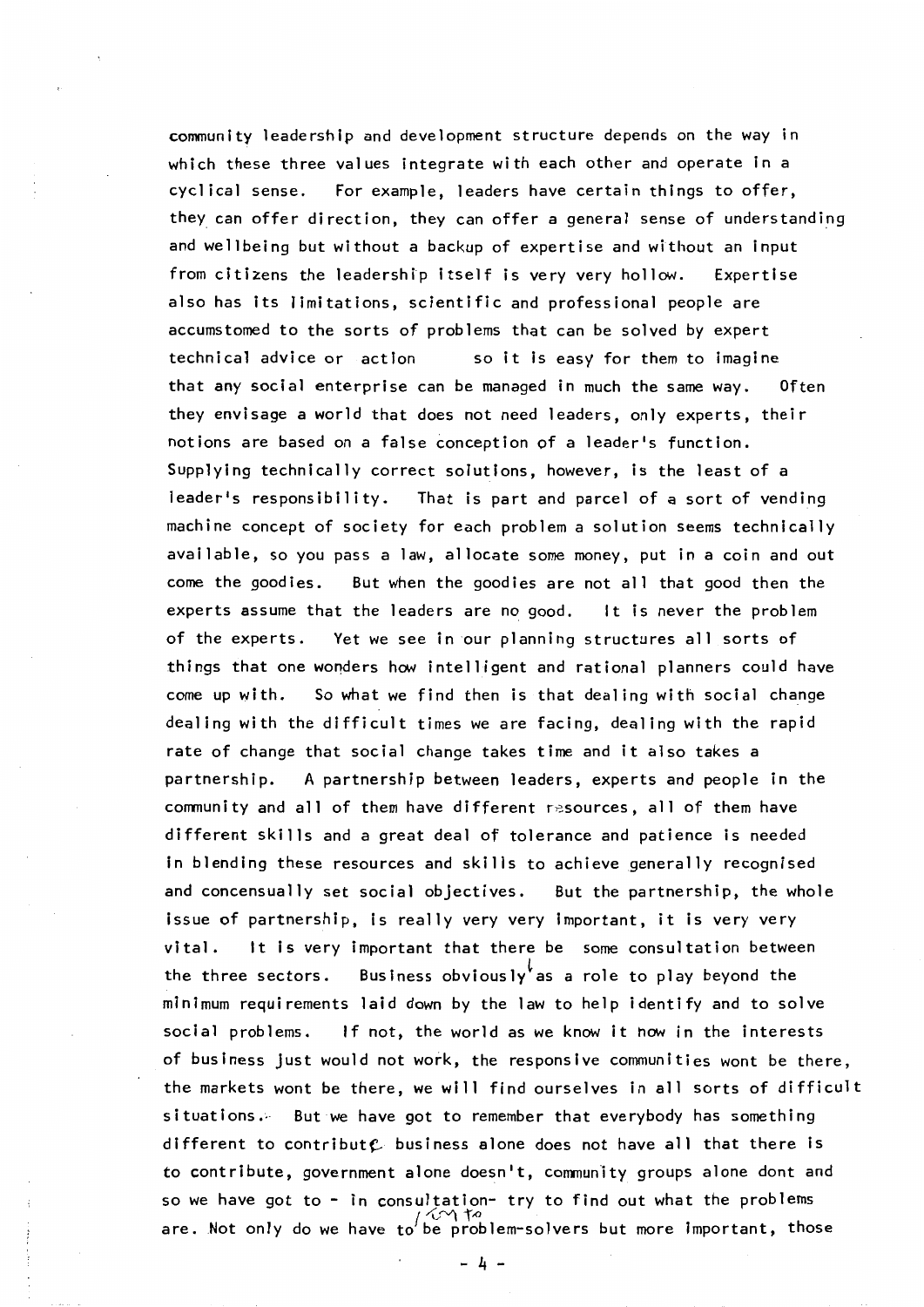community leadership and development structure depends on the way in which these three values integrate with each other and operate in a cyclical sense. For example, leaders have certain things to offer, they can offer direction, they can offer a general sense of understanding and wellbeing but without a backup of expertise and without an input from citizens the leadership itself is very very hollow. Expertise also has its limitations, scientific and professional people are accumstomed to the sorts of problems that can be solved by expert technical advice or action so it is easy for them to imagine that any social enterprise can be managed in much the same way. Often they envisage a world that does not need leaders, only experts, their notions are based on a false conception of a leader's function. Supplying technically correct solutions, however, is the least of a leader's responsibility. That is part and parcel of a sort of vending machine concept of society for each problem a solution seems technically available, so you pass a law, allocate some money, put in a coin and out come the goodies. But when the goodies are not all that good then the experts assume that the leaders are no good. It is never the problem of the experts. Yet we see in our planning structures all sorts of things that one wonders how intelligent and rational planners could have come up with. So what we find then is that dealing with social change dealing with the difficult times we are facing, dealing with the rapid rate of change that social change takes time and it also takes a partnership. A partnership between leaders, experts and people in the community and all of them have different resources, all of them have different skills and a great deal of tolerance and patience is needed in blending these resources and skills to achieve generally recognised and concensually set social objectives. But the partnership, the whole issue of partnership, is really very very important, it is very very vital. It is very important that there be some consultation between the three sectors. Business obviously has a role to play beyond the minimum requirements laid down by the law to help identify and to solve social problems. If not, the world as we know it now in the interests of business just would not work, the responsive communities wont be there, the markets wont be there, we will find ourselves in all sorts of difficult situations. But we have got to remember that everybody has something different to contribute business alone does not have all that there is to contribute, government alone doesn't, community groups alone dont and so we have got to - in consultation- try to find out what the problems are. Not only do we have to (cease to) be problem-solvers but more important, those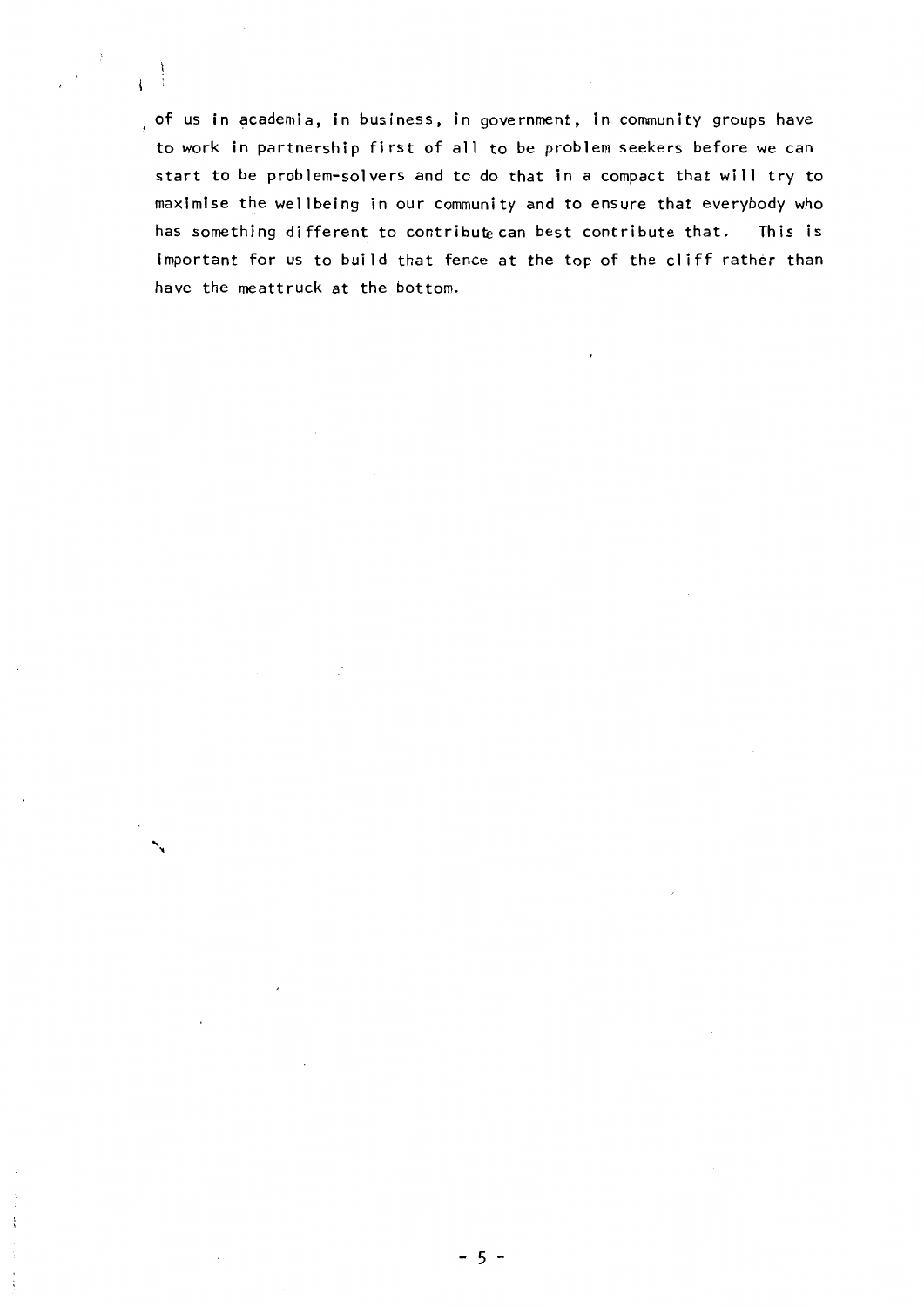of us in academia, in business, in government, in community groups have to work in partnership first of all to be problem seekers before we can start to be problem-solvers and to do that in a compact that will try to maximise the wellbeing in our community and to ensure that everybody who has something different to contribute can best contribute that. This is important for us to build that fence at the top of the cliff rather than have the meattruck at the bottom.